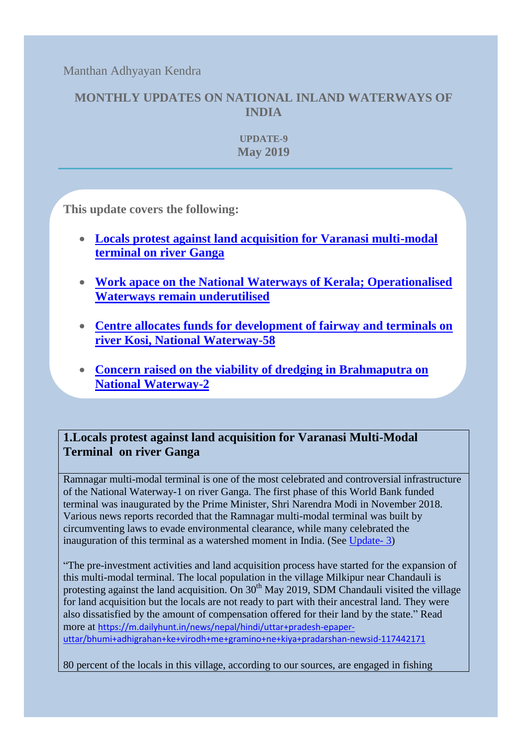Manthan Adhyayan Kendra

# MONTHLY UPDATES ON NATIONAL INLAND WATERWAYS OF INDIA

**UPDATE-9**
**May 2019**

---

**This update covers the following:**

- **Locals protest against land acquisition for Varanasi multi-modal terminal on river Ganga**
- **Work apace on the National Waterways of Kerala; Operationalised Waterways remain underutilised**
- **Centre allocates funds for development of fairway and terminals on river Kosi, National Waterway-58**
- **Concern raised on the viability of dredging in Brahmaputra on National Waterway-2**

## 1.Locals protest against land acquisition for Varanasi Multi-Modal Terminal on river Ganga

Ramnagar multi-modal terminal is one of the most celebrated and controversial infrastructure of the National Waterway-1 on river Ganga. The first phase of this World Bank funded terminal was inaugurated by the Prime Minister, Shri Narendra Modi in November 2018. Various news reports recorded that the Ramnagar multi-modal terminal was built by circumventing laws to evade environmental clearance, while many celebrated the inauguration of this terminal as a watershed moment in India. (See Update- 3)

"The pre-investment activities and land acquisition process have started for the expansion of this multi-modal terminal. The local population in the village Milkipur near Chandauli is protesting against the land acquisition. On 30th May 2019, SDM Chandauli visited the village for land acquisition but the locals are not ready to part with their ancestral land. They were also dissatisfied by the amount of compensation offered for their land by the state." Read more at https://m.dailyhunt.in/news/nepal/hindi/uttar+pradesh-epaper-uttar/bhumi+adhigrahan+ke+virodh+me+gramino+ne+kiya+pradarshan-newsid-117442171

80 percent of the locals in this village, according to our sources, are engaged in fishing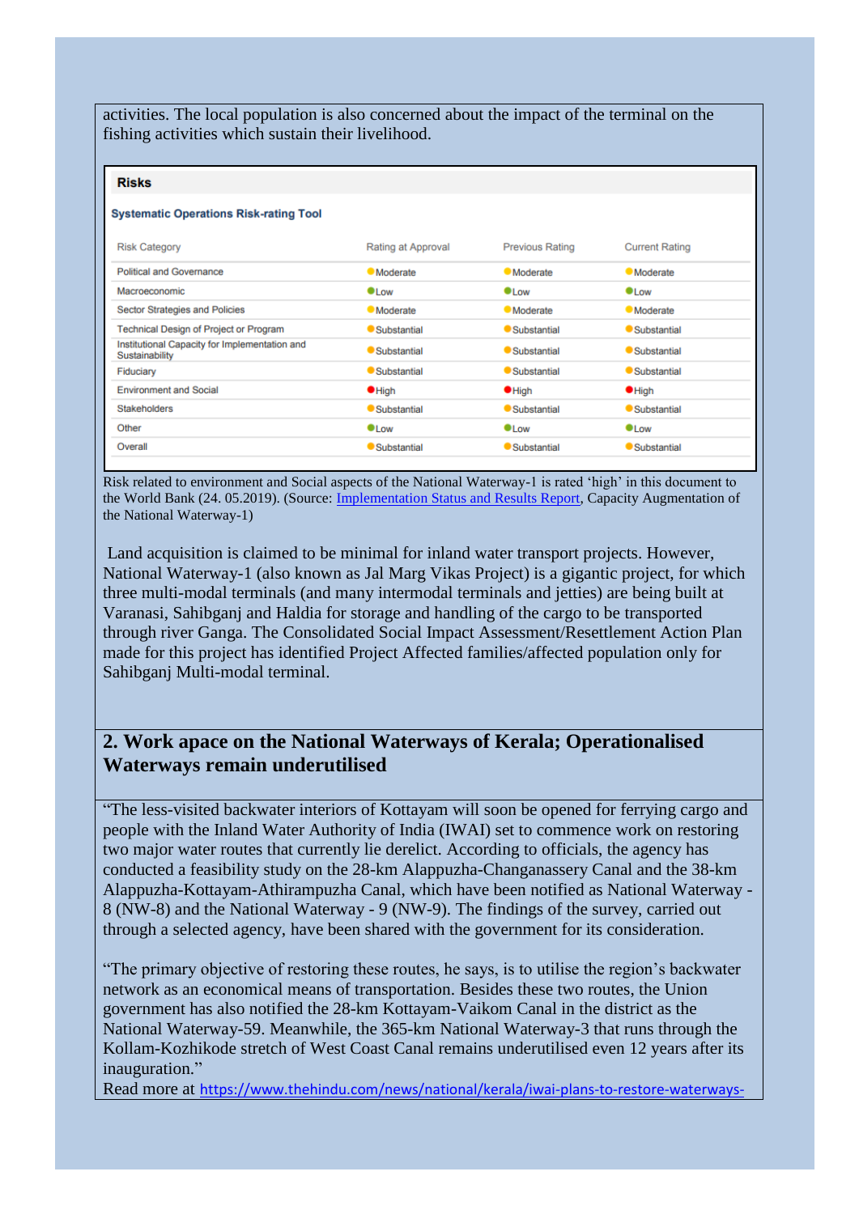activities. The local population is also concerned about the impact of the terminal on the fishing activities which sustain their livelihood.

**Risks**

**Systematic Operations Risk-rating Tool**

| Risk Category | Rating at Approval | Previous Rating | Current Rating |
|---|---|---|---|
| Political and Governance | Moderate | Moderate | Moderate |
| Macroeconomic | Low | Low | Low |
| Sector Strategies and Policies | Moderate | Moderate | Moderate |
| Technical Design of Project or Program | Substantial | Substantial | Substantial |
| Institutional Capacity for Implementation and Sustainability | Substantial | Substantial | Substantial |
| Fiduciary | Substantial | Substantial | Substantial |
| Environment and Social | High | High | High |
| Stakeholders | Substantial | Substantial | Substantial |
| Other | Low | Low | Low |
| Overall | Substantial | Substantial | Substantial |

Risk related to environment and Social aspects of the National Waterway-1 is rated 'high' in this document to the World Bank (24. 05.2019). (Source: [Implementation Status and Results Report](), Capacity Augmentation of the National Waterway-1)

Land acquisition is claimed to be minimal for inland water transport projects. However, National Waterway-1 (also known as Jal Marg Vikas Project) is a gigantic project, for which three multi-modal terminals (and many intermodal terminals and jetties) are being built at Varanasi, Sahibganj and Haldia for storage and handling of the cargo to be transported through river Ganga. The Consolidated Social Impact Assessment/Resettlement Action Plan made for this project has identified Project Affected families/affected population only for Sahibganj Multi-modal terminal.

## 2. Work apace on the National Waterways of Kerala; Operationalised Waterways remain underutilised

"The less-visited backwater interiors of Kottayam will soon be opened for ferrying cargo and people with the Inland Water Authority of India (IWAI) set to commence work on restoring two major water routes that currently lie derelict. According to officials, the agency has conducted a feasibility study on the 28-km Alappuzha-Changanassery Canal and the 38-km Alappuzha-Kottayam-Athirampuzha Canal, which have been notified as National Waterway - 8 (NW-8) and the National Waterway - 9 (NW-9). The findings of the survey, carried out through a selected agency, have been shared with the government for its consideration.

"The primary objective of restoring these routes, he says, is to utilise the region's backwater network as an economical means of transportation. Besides these two routes, the Union government has also notified the 28-km Kottayam-Vaikom Canal in the district as the National Waterway-59. Meanwhile, the 365-km National Waterway-3 that runs through the Kollam-Kozhikode stretch of West Coast Canal remains underutilised even 12 years after its inauguration."

Read more at https://www.thehindu.com/news/national/kerala/iwai-plans-to-restore-waterways-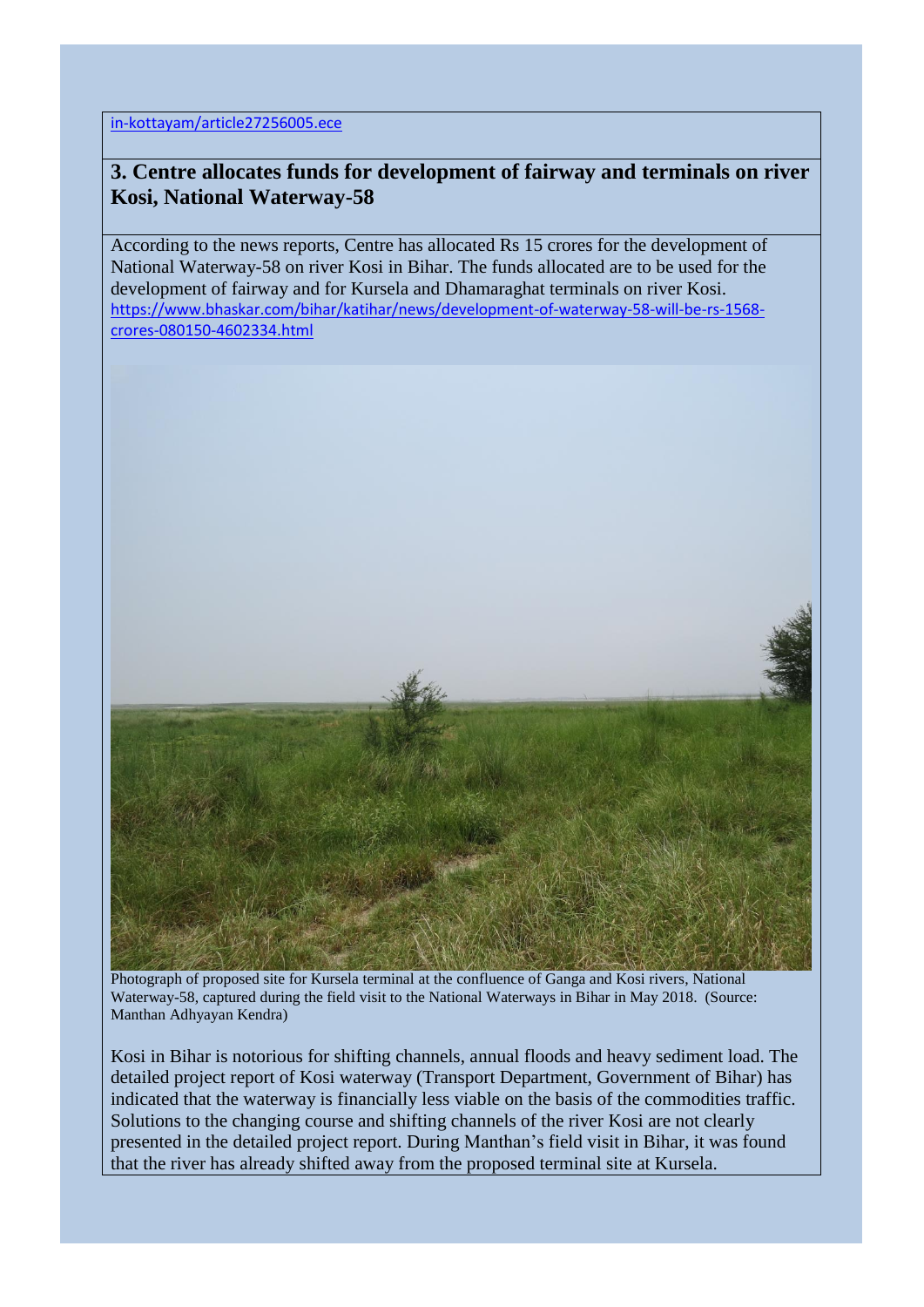in-kottayam/article27256005.ece

## 3. Centre allocates funds for development of fairway and terminals on river Kosi, National Waterway-58

According to the news reports, Centre has allocated Rs 15 crores for the development of National Waterway-58 on river Kosi in Bihar. The funds allocated are to be used for the development of fairway and for Kursela and Dhamaraghat terminals on river Kosi.
https://www.bhaskar.com/bihar/katihar/news/development-of-waterway-58-will-be-rs-1568-crores-080150-4602334.html

Photograph of proposed site for Kursela terminal at the confluence of Ganga and Kosi rivers, National Waterway-58, captured during the field visit to the National Waterways in Bihar in May 2018. (Source: Manthan Adhyayan Kendra)

Kosi in Bihar is notorious for shifting channels, annual floods and heavy sediment load. The detailed project report of Kosi waterway (Transport Department, Government of Bihar) has indicated that the waterway is financially less viable on the basis of the commodities traffic. Solutions to the changing course and shifting channels of the river Kosi are not clearly presented in the detailed project report. During Manthan's field visit in Bihar, it was found that the river has already shifted away from the proposed terminal site at Kursela.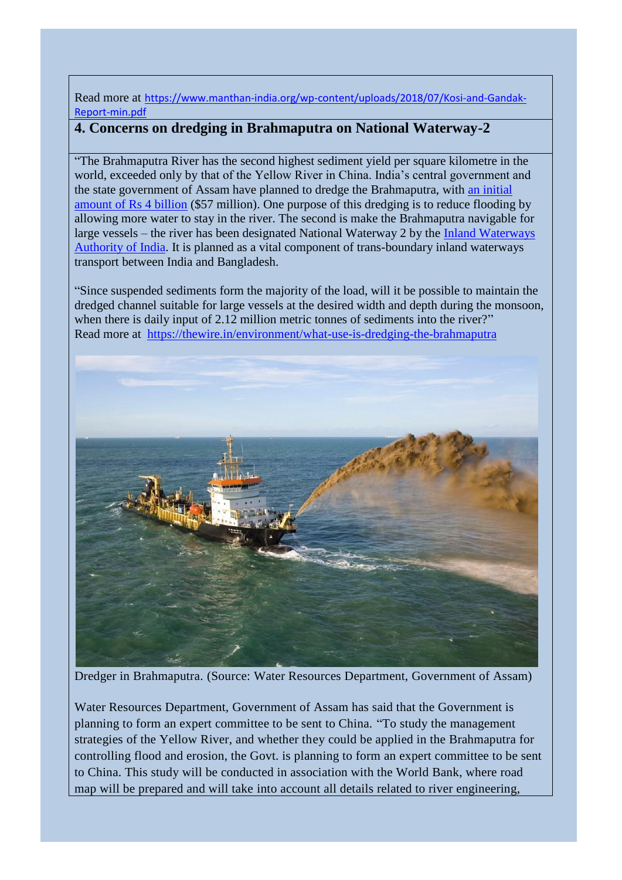Read more at https://www.manthan-india.org/wp-content/uploads/2018/07/Kosi-and-Gandak-Report-min.pdf

## 4. Concerns on dredging in Brahmaputra on National Waterway-2

"The Brahmaputra River has the second highest sediment yield per square kilometre in the world, exceeded only by that of the Yellow River in China. India's central government and the state government of Assam have planned to dredge the Brahmaputra, with an initial amount of Rs 4 billion ($57 million). One purpose of this dredging is to reduce flooding by allowing more water to stay in the river. The second is make the Brahmaputra navigable for large vessels – the river has been designated National Waterway 2 by the Inland Waterways Authority of India. It is planned as a vital component of trans-boundary inland waterways transport between India and Bangladesh.

"Since suspended sediments form the majority of the load, will it be possible to maintain the dredged channel suitable for large vessels at the desired width and depth during the monsoon, when there is daily input of 2.12 million metric tonnes of sediments into the river?"
Read more at https://thewire.in/environment/what-use-is-dredging-the-brahmaputra

Dredger in Brahmaputra. (Source: Water Resources Department, Government of Assam)

Water Resources Department, Government of Assam has said that the Government is planning to form an expert committee to be sent to China. "To study the management strategies of the Yellow River, and whether they could be applied in the Brahmaputra for controlling flood and erosion, the Govt. is planning to form an expert committee to be sent to China. This study will be conducted in association with the World Bank, where road map will be prepared and will take into account all details related to river engineering,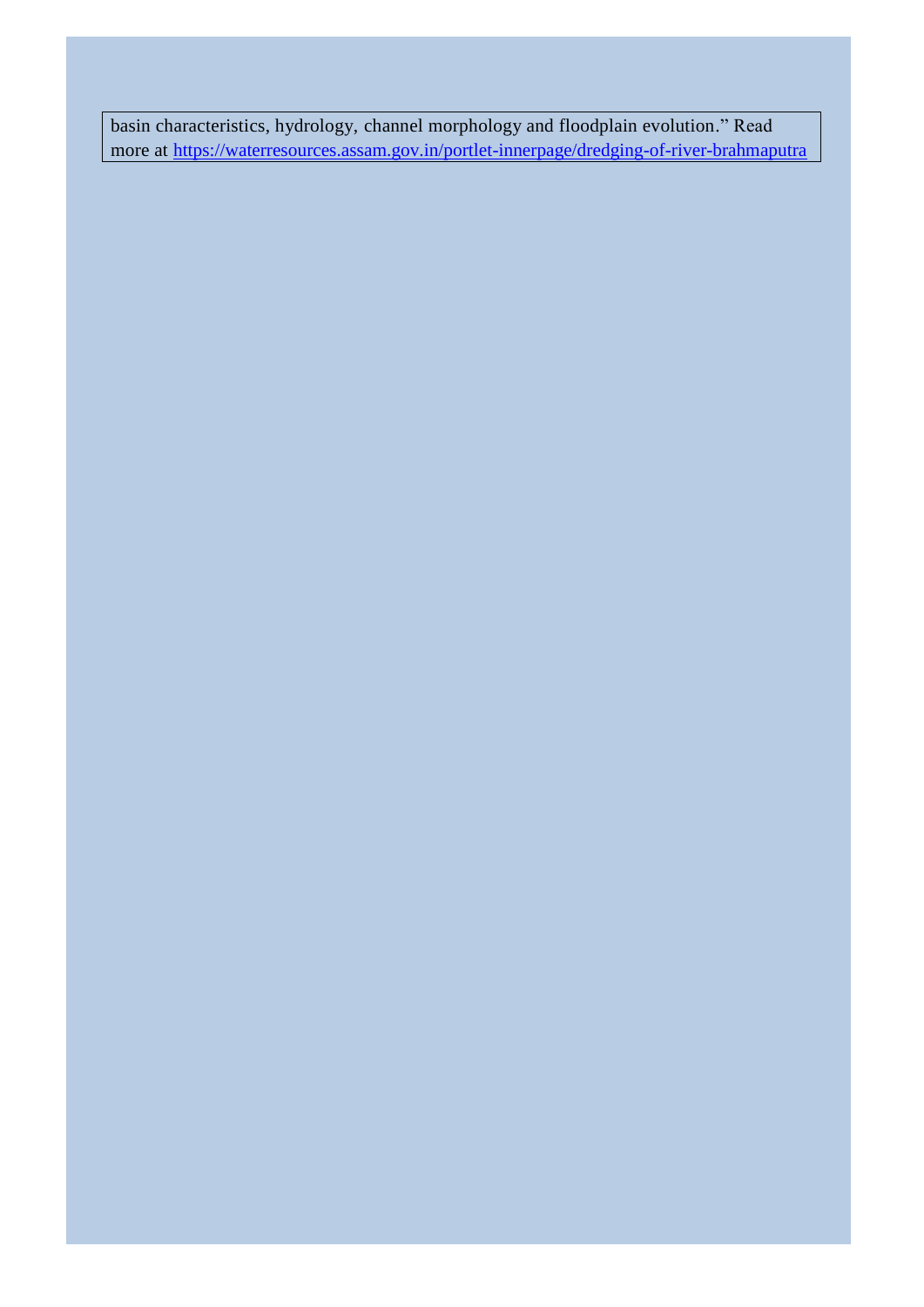basin characteristics, hydrology, channel morphology and floodplain evolution." Read more at https://waterresources.assam.gov.in/portlet-innerpage/dredging-of-river-brahmaputra